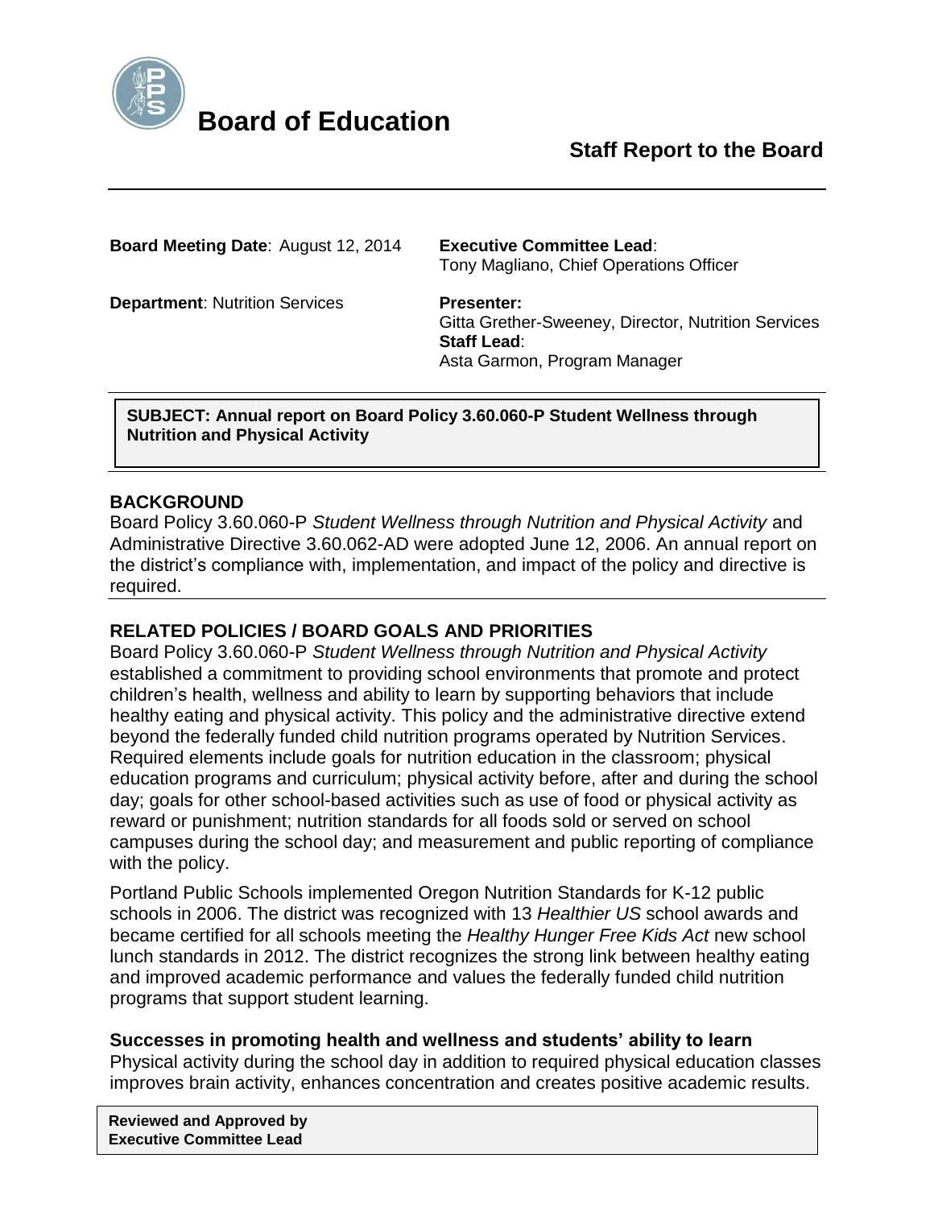# Board of Education

## Staff Report to the Board

**Board Meeting Date**: August 12, 2014

**Executive Committee Lead**:
Tony Magliano, Chief Operations Officer

**Department**: Nutrition Services

**Presenter:**
Gitta Grether-Sweeney, Director, Nutrition Services

**Staff Lead**:
Asta Garmon, Program Manager

**SUBJECT: Annual report on Board Policy 3.60.060-P Student Wellness through Nutrition and Physical Activity**

### BACKGROUND

Board Policy 3.60.060-P *Student Wellness through Nutrition and Physical Activity* and Administrative Directive 3.60.062-AD were adopted June 12, 2006. An annual report on the district's compliance with, implementation, and impact of the policy and directive is required.

### RELATED POLICIES / BOARD GOALS AND PRIORITIES

Board Policy 3.60.060-P *Student Wellness through Nutrition and Physical Activity* established a commitment to providing school environments that promote and protect children's health, wellness and ability to learn by supporting behaviors that include healthy eating and physical activity. This policy and the administrative directive extend beyond the federally funded child nutrition programs operated by Nutrition Services. Required elements include goals for nutrition education in the classroom; physical education programs and curriculum; physical activity before, after and during the school day; goals for other school-based activities such as use of food or physical activity as reward or punishment; nutrition standards for all foods sold or served on school campuses during the school day; and measurement and public reporting of compliance with the policy.

Portland Public Schools implemented Oregon Nutrition Standards for K-12 public schools in 2006. The district was recognized with 13 *Healthier US* school awards and became certified for all schools meeting the *Healthy Hunger Free Kids Act* new school lunch standards in 2012. The district recognizes the strong link between healthy eating and improved academic performance and values the federally funded child nutrition programs that support student learning.

#### Successes in promoting health and wellness and students' ability to learn

Physical activity during the school day in addition to required physical education classes improves brain activity, enhances concentration and creates positive academic results.

**Reviewed and Approved by Executive Committee Lead**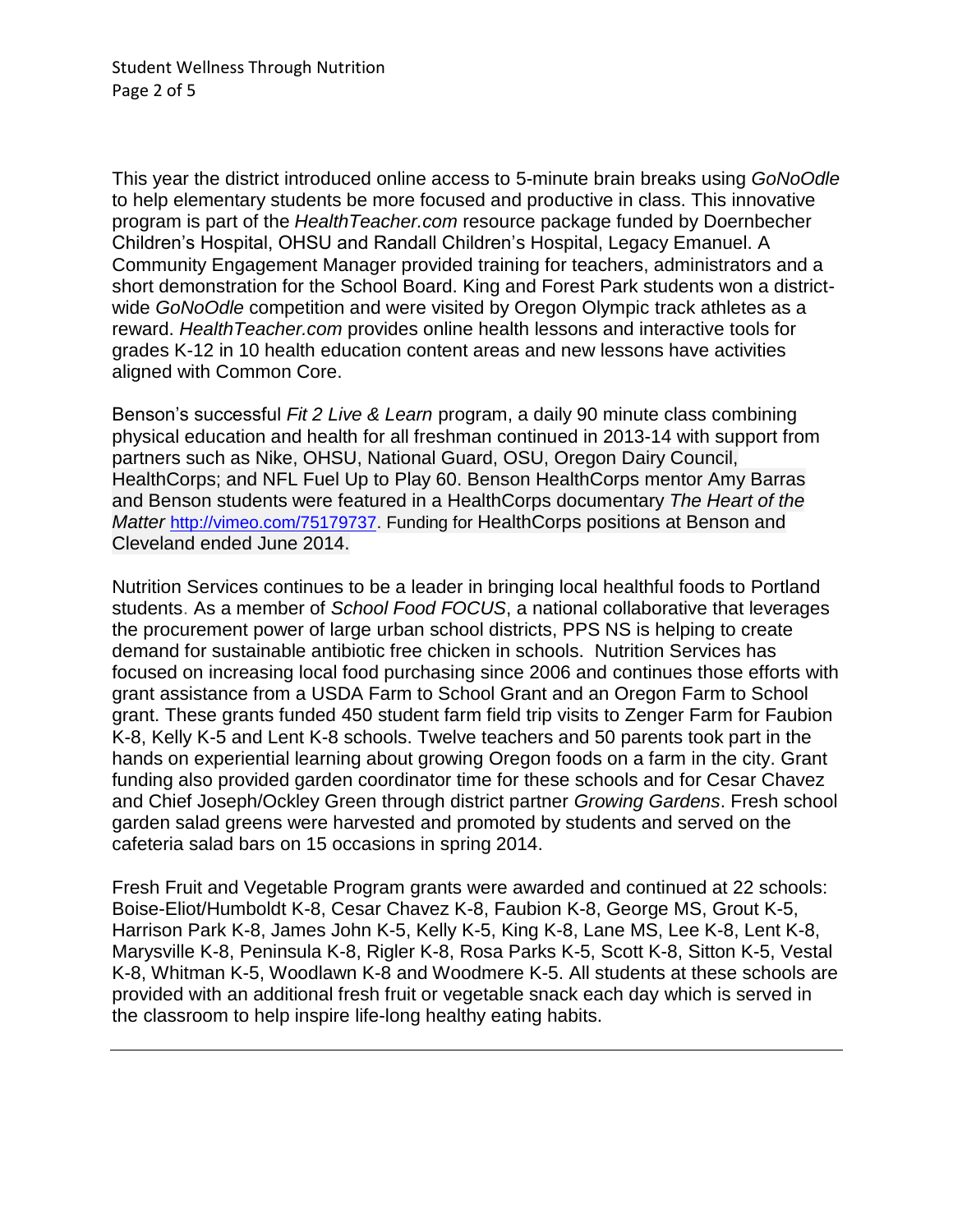This year the district introduced online access to 5-minute brain breaks using *GoNoOdle* to help elementary students be more focused and productive in class. This innovative program is part of the *HealthTeacher.com* resource package funded by Doernbecher Children's Hospital, OHSU and Randall Children's Hospital, Legacy Emanuel. A Community Engagement Manager provided training for teachers, administrators and a short demonstration for the School Board. King and Forest Park students won a district-wide *GoNoOdle* competition and were visited by Oregon Olympic track athletes as a reward. *HealthTeacher.com* provides online health lessons and interactive tools for grades K-12 in 10 health education content areas and new lessons have activities aligned with Common Core.

Benson's successful *Fit 2 Live & Learn* program, a daily 90 minute class combining physical education and health for all freshman continued in 2013-14 with support from partners such as Nike, OHSU, National Guard, OSU, Oregon Dairy Council, HealthCorps; and NFL Fuel Up to Play 60. Benson HealthCorps mentor Amy Barras and Benson students were featured in a HealthCorps documentary *The Heart of the Matter* http://vimeo.com/75179737. Funding for HealthCorps positions at Benson and Cleveland ended June 2014.

Nutrition Services continues to be a leader in bringing local healthful foods to Portland students. As a member of *School Food FOCUS*, a national collaborative that leverages the procurement power of large urban school districts, PPS NS is helping to create demand for sustainable antibiotic free chicken in schools. Nutrition Services has focused on increasing local food purchasing since 2006 and continues those efforts with grant assistance from a USDA Farm to School Grant and an Oregon Farm to School grant. These grants funded 450 student farm field trip visits to Zenger Farm for Faubion K-8, Kelly K-5 and Lent K-8 schools. Twelve teachers and 50 parents took part in the hands on experiential learning about growing Oregon foods on a farm in the city. Grant funding also provided garden coordinator time for these schools and for Cesar Chavez and Chief Joseph/Ockley Green through district partner *Growing Gardens*. Fresh school garden salad greens were harvested and promoted by students and served on the cafeteria salad bars on 15 occasions in spring 2014.

Fresh Fruit and Vegetable Program grants were awarded and continued at 22 schools: Boise-Eliot/Humboldt K-8, Cesar Chavez K-8, Faubion K-8, George MS, Grout K-5, Harrison Park K-8, James John K-5, Kelly K-5, King K-8, Lane MS, Lee K-8, Lent K-8, Marysville K-8, Peninsula K-8, Rigler K-8, Rosa Parks K-5, Scott K-8, Sitton K-5, Vestal K-8, Whitman K-5, Woodlawn K-8 and Woodmere K-5. All students at these schools are provided with an additional fresh fruit or vegetable snack each day which is served in the classroom to help inspire life-long healthy eating habits.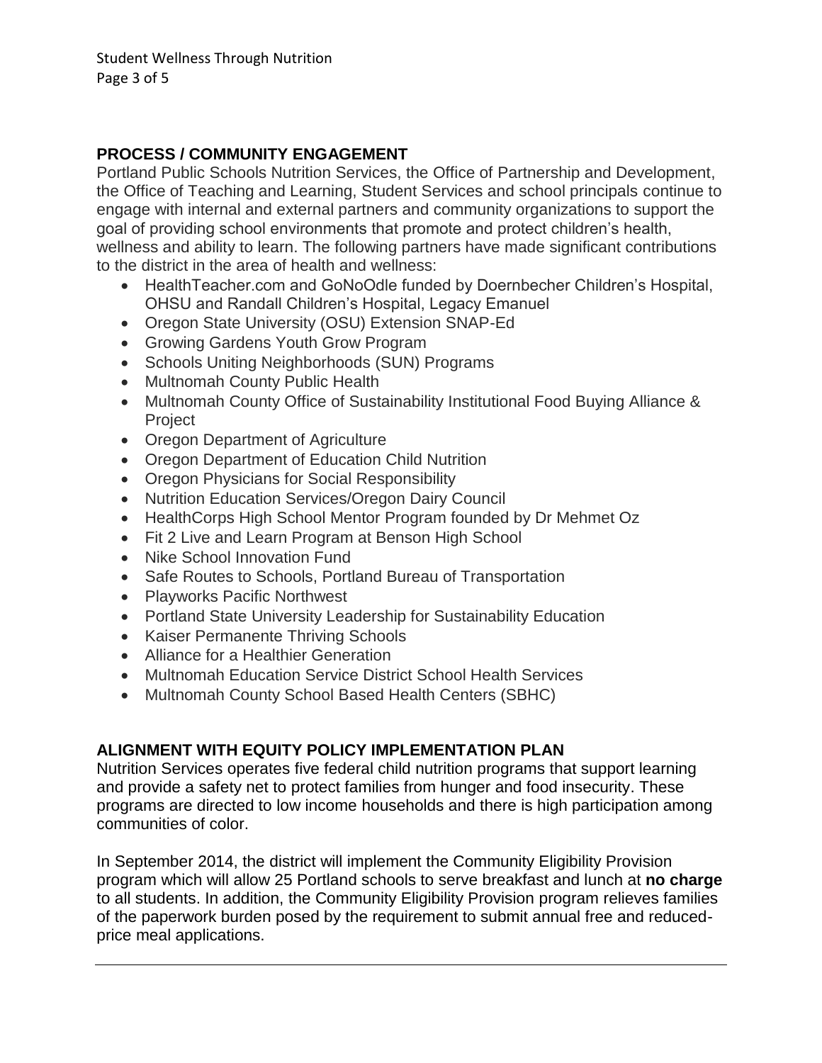## PROCESS / COMMUNITY ENGAGEMENT

Portland Public Schools Nutrition Services, the Office of Partnership and Development, the Office of Teaching and Learning, Student Services and school principals continue to engage with internal and external partners and community organizations to support the goal of providing school environments that promote and protect children's health, wellness and ability to learn. The following partners have made significant contributions to the district in the area of health and wellness:

- HealthTeacher.com and GoNoOdle funded by Doernbecher Children's Hospital, OHSU and Randall Children's Hospital, Legacy Emanuel
- Oregon State University (OSU) Extension SNAP-Ed
- Growing Gardens Youth Grow Program
- Schools Uniting Neighborhoods (SUN) Programs
- Multnomah County Public Health
- Multnomah County Office of Sustainability Institutional Food Buying Alliance & Project
- Oregon Department of Agriculture
- Oregon Department of Education Child Nutrition
- Oregon Physicians for Social Responsibility
- Nutrition Education Services/Oregon Dairy Council
- HealthCorps High School Mentor Program founded by Dr Mehmet Oz
- Fit 2 Live and Learn Program at Benson High School
- Nike School Innovation Fund
- Safe Routes to Schools, Portland Bureau of Transportation
- Playworks Pacific Northwest
- Portland State University Leadership for Sustainability Education
- Kaiser Permanente Thriving Schools
- Alliance for a Healthier Generation
- Multnomah Education Service District School Health Services
- Multnomah County School Based Health Centers (SBHC)

## ALIGNMENT WITH EQUITY POLICY IMPLEMENTATION PLAN

Nutrition Services operates five federal child nutrition programs that support learning and provide a safety net to protect families from hunger and food insecurity. These programs are directed to low income households and there is high participation among communities of color.

In September 2014, the district will implement the Community Eligibility Provision program which will allow 25 Portland schools to serve breakfast and lunch at **no charge** to all students. In addition, the Community Eligibility Provision program relieves families of the paperwork burden posed by the requirement to submit annual free and reduced-price meal applications.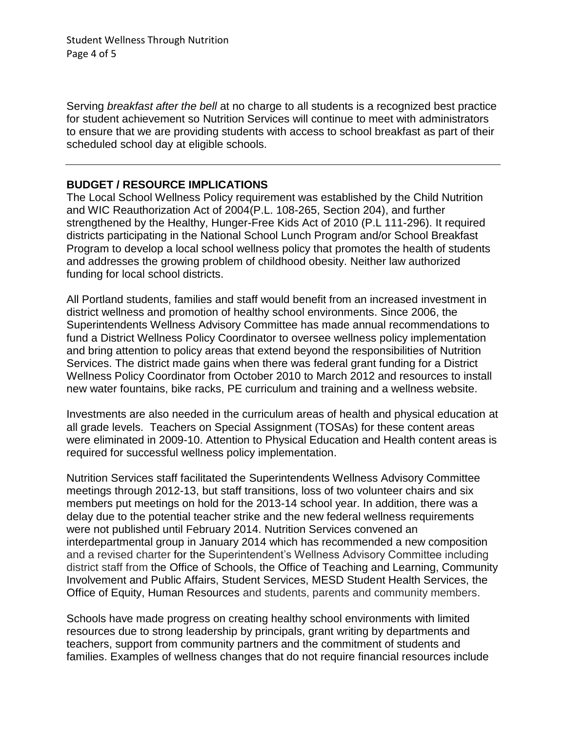Serving *breakfast after the bell* at no charge to all students is a recognized best practice for student achievement so Nutrition Services will continue to meet with administrators to ensure that we are providing students with access to school breakfast as part of their scheduled school day at eligible schools.

---

## BUDGET / RESOURCE IMPLICATIONS

The Local School Wellness Policy requirement was established by the Child Nutrition and WIC Reauthorization Act of 2004(P.L. 108-265, Section 204), and further strengthened by the Healthy, Hunger-Free Kids Act of 2010 (P.L 111-296). It required districts participating in the National School Lunch Program and/or School Breakfast Program to develop a local school wellness policy that promotes the health of students and addresses the growing problem of childhood obesity. Neither law authorized funding for local school districts.

All Portland students, families and staff would benefit from an increased investment in district wellness and promotion of healthy school environments. Since 2006, the Superintendents Wellness Advisory Committee has made annual recommendations to fund a District Wellness Policy Coordinator to oversee wellness policy implementation and bring attention to policy areas that extend beyond the responsibilities of Nutrition Services. The district made gains when there was federal grant funding for a District Wellness Policy Coordinator from October 2010 to March 2012 and resources to install new water fountains, bike racks, PE curriculum and training and a wellness website.

Investments are also needed in the curriculum areas of health and physical education at all grade levels. Teachers on Special Assignment (TOSAs) for these content areas were eliminated in 2009-10. Attention to Physical Education and Health content areas is required for successful wellness policy implementation.

Nutrition Services staff facilitated the Superintendents Wellness Advisory Committee meetings through 2012-13, but staff transitions, loss of two volunteer chairs and six members put meetings on hold for the 2013-14 school year. In addition, there was a delay due to the potential teacher strike and the new federal wellness requirements were not published until February 2014. Nutrition Services convened an interdepartmental group in January 2014 which has recommended a new composition and a revised charter for the Superintendent's Wellness Advisory Committee including district staff from the Office of Schools, the Office of Teaching and Learning, Community Involvement and Public Affairs, Student Services, MESD Student Health Services, the Office of Equity, Human Resources and students, parents and community members.

Schools have made progress on creating healthy school environments with limited resources due to strong leadership by principals, grant writing by departments and teachers, support from community partners and the commitment of students and families. Examples of wellness changes that do not require financial resources include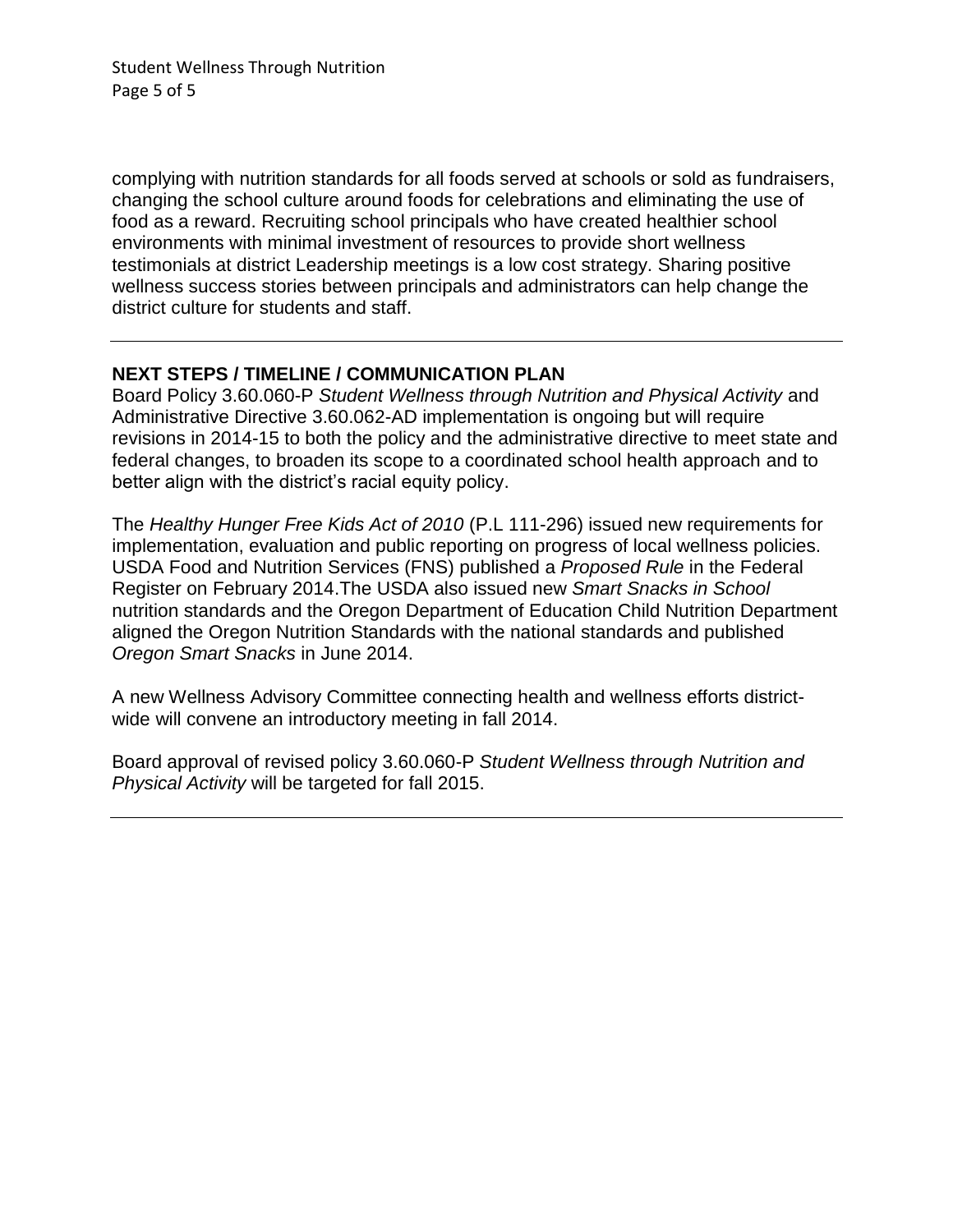complying with nutrition standards for all foods served at schools or sold as fundraisers, changing the school culture around foods for celebrations and eliminating the use of food as a reward. Recruiting school principals who have created healthier school environments with minimal investment of resources to provide short wellness testimonials at district Leadership meetings is a low cost strategy. Sharing positive wellness success stories between principals and administrators can help change the district culture for students and staff.

---

## NEXT STEPS / TIMELINE / COMMUNICATION PLAN

Board Policy 3.60.060-P *Student Wellness through Nutrition and Physical Activity* and Administrative Directive 3.60.062-AD implementation is ongoing but will require revisions in 2014-15 to both the policy and the administrative directive to meet state and federal changes, to broaden its scope to a coordinated school health approach and to better align with the district's racial equity policy.

The *Healthy Hunger Free Kids Act of 2010* (P.L 111-296) issued new requirements for implementation, evaluation and public reporting on progress of local wellness policies. USDA Food and Nutrition Services (FNS) published a *Proposed Rule* in the Federal Register on February 2014.The USDA also issued new *Smart Snacks in School* nutrition standards and the Oregon Department of Education Child Nutrition Department aligned the Oregon Nutrition Standards with the national standards and published *Oregon Smart Snacks* in June 2014.

A new Wellness Advisory Committee connecting health and wellness efforts district-wide will convene an introductory meeting in fall 2014.

Board approval of revised policy 3.60.060-P *Student Wellness through Nutrition and Physical Activity* will be targeted for fall 2015.

---